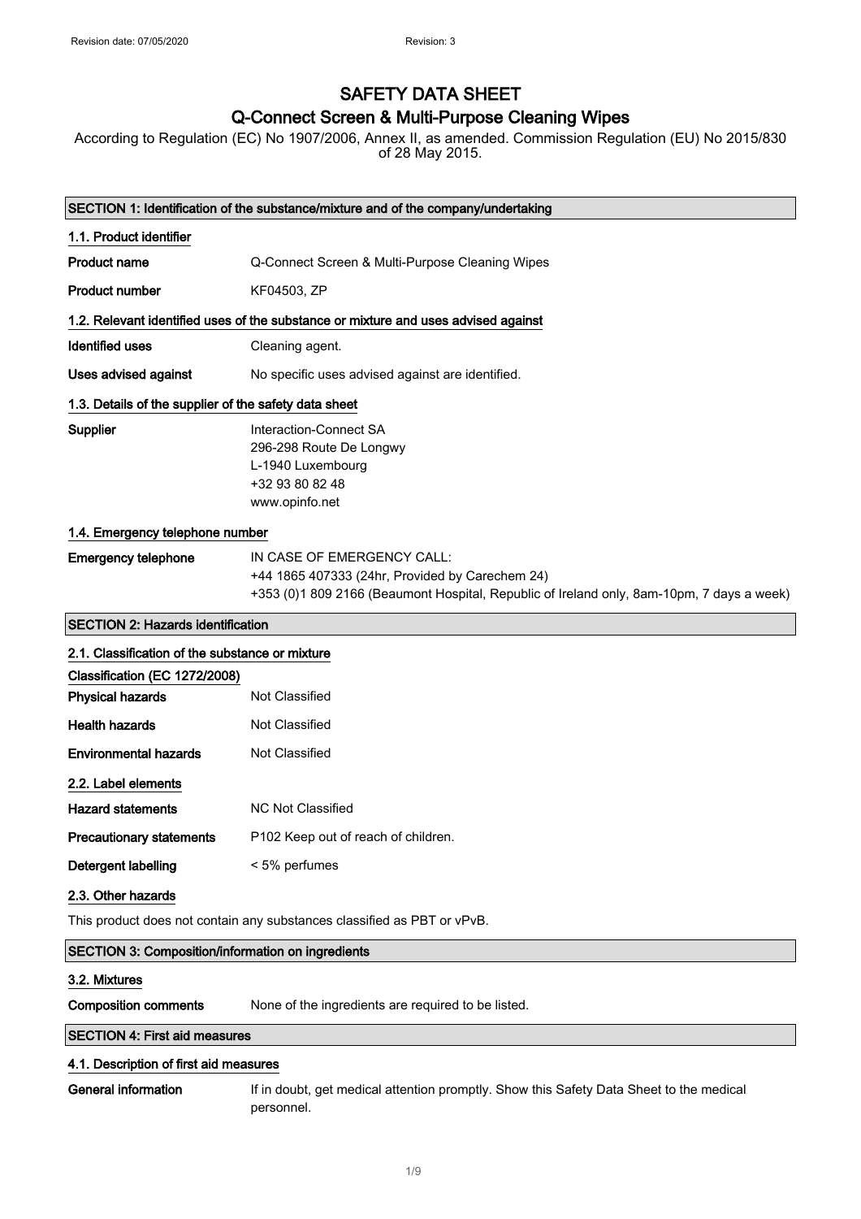Revision date: 07/05/2020 Revision: 3

# SAFETY DATA SHEET

## Q-Connect Screen & Multi-Purpose Cleaning Wipes

According to Regulation (EC) No 1907/2006, Annex II, as amended. Commission Regulation (EU) No 2015/830 of 28 May 2015.

## SECTION 1: Identification of the substance/mixture and of the company/undertaking

### 1.1. Product identifier

**Product name** Q-Connect Screen & Multi-Purpose Cleaning Wipes

**Product number** KF04503, ZP

### 1.2. Relevant identified uses of the substance or mixture and uses advised against

**Identified uses** Cleaning agent.

**Uses advised against** No specific uses advised against are identified.

### 1.3. Details of the supplier of the safety data sheet

**Supplier**
Interaction-Connect SA
296-298 Route De Longwy
L-1940 Luxembourg
+32 93 80 82 48
www.opinfo.net

### 1.4. Emergency telephone number

**Emergency telephone**
IN CASE OF EMERGENCY CALL:
+44 1865 407333 (24hr, Provided by Carechem 24)
+353 (0)1 809 2166 (Beaumont Hospital, Republic of Ireland only, 8am-10pm, 7 days a week)

## SECTION 2: Hazards identification

### 2.1. Classification of the substance or mixture

**Classification (EC 1272/2008)**

**Physical hazards** Not Classified

**Health hazards** Not Classified

**Environmental hazards** Not Classified

### 2.2. Label elements

**Hazard statements** NC Not Classified

**Precautionary statements** P102 Keep out of reach of children.

**Detergent labelling** < 5% perfumes

### 2.3. Other hazards

This product does not contain any substances classified as PBT or vPvB.

## SECTION 3: Composition/information on ingredients

### 3.2. Mixtures

**Composition comments** None of the ingredients are required to be listed.

## SECTION 4: First aid measures

### 4.1. Description of first aid measures

**General information** If in doubt, get medical attention promptly. Show this Safety Data Sheet to the medical personnel.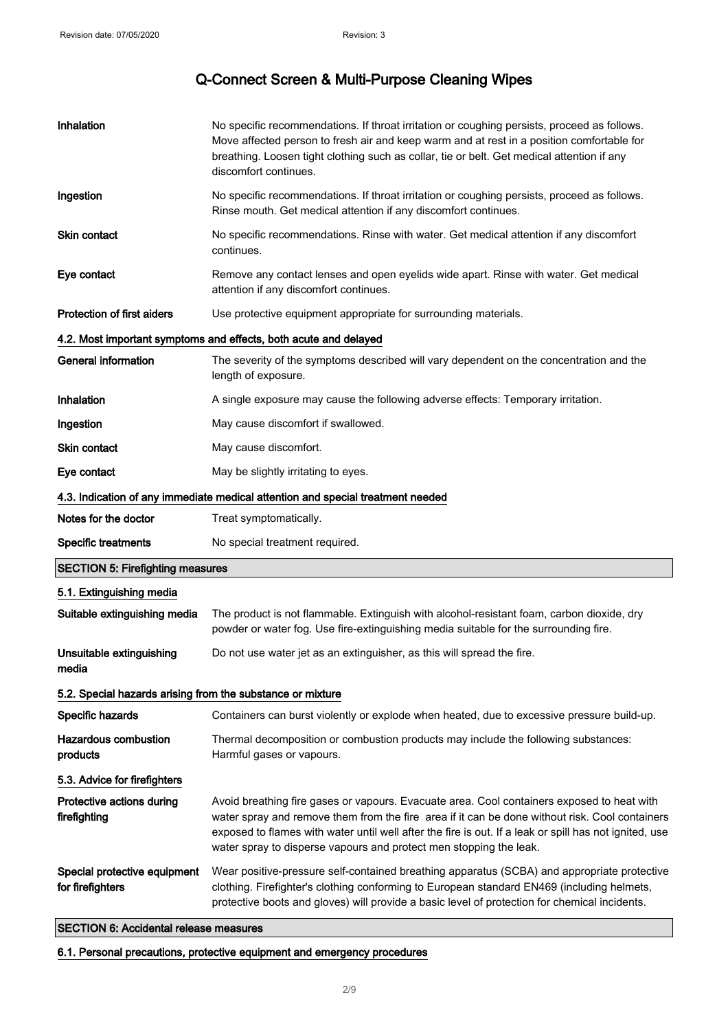| | |
|---|---|
| **Inhalation** | No specific recommendations. If throat irritation or coughing persists, proceed as follows. Move affected person to fresh air and keep warm and at rest in a position comfortable for breathing. Loosen tight clothing such as collar, tie or belt. Get medical attention if any discomfort continues. |
| **Ingestion** | No specific recommendations. If throat irritation or coughing persists, proceed as follows. Rinse mouth. Get medical attention if any discomfort continues. |
| **Skin contact** | No specific recommendations. Rinse with water. Get medical attention if any discomfort continues. |
| **Eye contact** | Remove any contact lenses and open eyelids wide apart. Rinse with water. Get medical attention if any discomfort continues. |
| **Protection of first aiders** | Use protective equipment appropriate for surrounding materials. |

### 4.2. Most important symptoms and effects, both acute and delayed

| | |
|---|---|
| **General information** | The severity of the symptoms described will vary dependent on the concentration and the length of exposure. |
| **Inhalation** | A single exposure may cause the following adverse effects: Temporary irritation. |
| **Ingestion** | May cause discomfort if swallowed. |
| **Skin contact** | May cause discomfort. |
| **Eye contact** | May be slightly irritating to eyes. |

### 4.3. Indication of any immediate medical attention and special treatment needed

| | |
|---|---|
| **Notes for the doctor** | Treat symptomatically. |
| **Specific treatments** | No special treatment required. |

## SECTION 5: Firefighting measures

### 5.1. Extinguishing media

| | |
|---|---|
| **Suitable extinguishing media** | The product is not flammable. Extinguish with alcohol-resistant foam, carbon dioxide, dry powder or water fog. Use fire-extinguishing media suitable for the surrounding fire. |
| **Unsuitable extinguishing media** | Do not use water jet as an extinguisher, as this will spread the fire. |

### 5.2. Special hazards arising from the substance or mixture

| | |
|---|---|
| **Specific hazards** | Containers can burst violently or explode when heated, due to excessive pressure build-up. |
| **Hazardous combustion products** | Thermal decomposition or combustion products may include the following substances: Harmful gases or vapours. |

### 5.3. Advice for firefighters

| | |
|---|---|
| **Protective actions during firefighting** | Avoid breathing fire gases or vapours. Evacuate area. Cool containers exposed to heat with water spray and remove them from the fire area if it can be done without risk. Cool containers exposed to flames with water until well after the fire is out. If a leak or spill has not ignited, use water spray to disperse vapours and protect men stopping the leak. |
| **Special protective equipment for firefighters** | Wear positive-pressure self-contained breathing apparatus (SCBA) and appropriate protective clothing. Firefighter's clothing conforming to European standard EN469 (including helmets, protective boots and gloves) will provide a basic level of protection for chemical incidents. |

## SECTION 6: Accidental release measures

### 6.1. Personal precautions, protective equipment and emergency procedures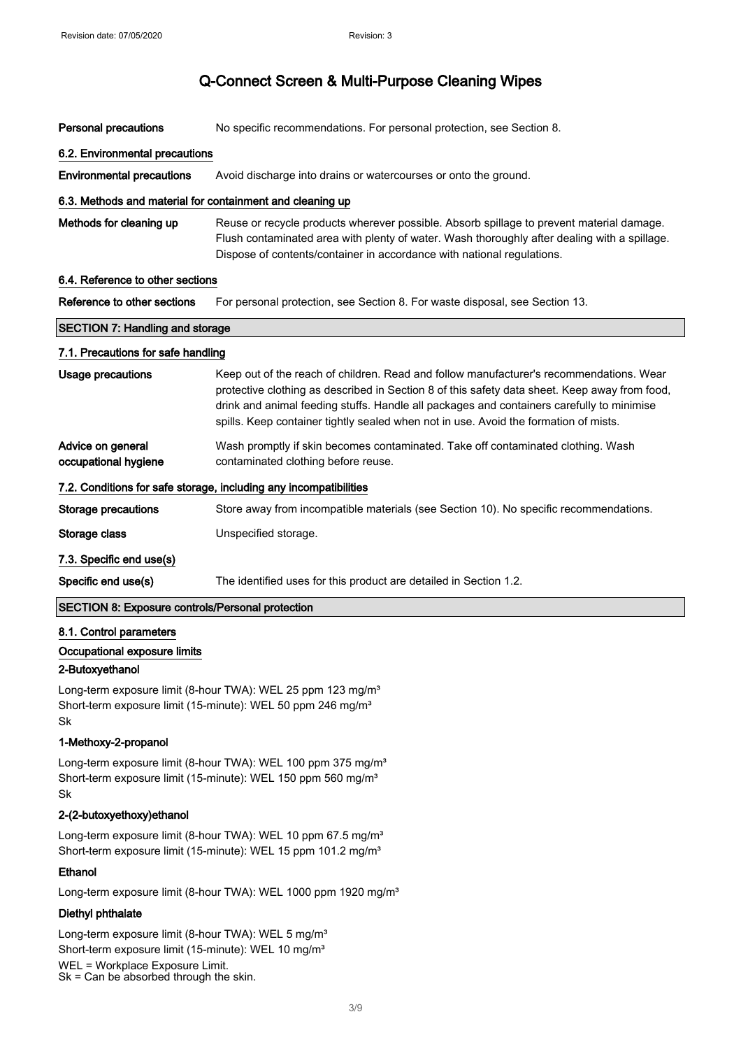**Personal precautions** No specific recommendations. For personal protection, see Section 8.

### 6.2. Environmental precautions

**Environmental precautions** Avoid discharge into drains or watercourses or onto the ground.

### 6.3. Methods and material for containment and cleaning up

**Methods for cleaning up** Reuse or recycle products wherever possible. Absorb spillage to prevent material damage. Flush contaminated area with plenty of water. Wash thoroughly after dealing with a spillage. Dispose of contents/container in accordance with national regulations.

### 6.4. Reference to other sections

**Reference to other sections** For personal protection, see Section 8. For waste disposal, see Section 13.

## SECTION 7: Handling and storage

### 7.1. Precautions for safe handling

**Usage precautions** Keep out of the reach of children. Read and follow manufacturer's recommendations. Wear protective clothing as described in Section 8 of this safety data sheet. Keep away from food, drink and animal feeding stuffs. Handle all packages and containers carefully to minimise spills. Keep container tightly sealed when not in use. Avoid the formation of mists.

**Advice on general occupational hygiene** Wash promptly if skin becomes contaminated. Take off contaminated clothing. Wash contaminated clothing before reuse.

### 7.2. Conditions for safe storage, including any incompatibilities

**Storage precautions** Store away from incompatible materials (see Section 10). No specific recommendations.

**Storage class** Unspecified storage.

### 7.3. Specific end use(s)

**Specific end use(s)** The identified uses for this product are detailed in Section 1.2.

## SECTION 8: Exposure controls/Personal protection

### 8.1. Control parameters

#### Occupational exposure limits

**2-Butoxyethanol**

Long-term exposure limit (8-hour TWA): WEL 25 ppm 123 mg/m³
Short-term exposure limit (15-minute): WEL 50 ppm 246 mg/m³
Sk

**1-Methoxy-2-propanol**

Long-term exposure limit (8-hour TWA): WEL 100 ppm 375 mg/m³
Short-term exposure limit (15-minute): WEL 150 ppm 560 mg/m³
Sk

**2-(2-butoxyethoxy)ethanol**

Long-term exposure limit (8-hour TWA): WEL 10 ppm 67.5 mg/m³
Short-term exposure limit (15-minute): WEL 15 ppm 101.2 mg/m³

**Ethanol**

Long-term exposure limit (8-hour TWA): WEL 1000 ppm 1920 mg/m³

**Diethyl phthalate**

Long-term exposure limit (8-hour TWA): WEL 5 mg/m³
Short-term exposure limit (15-minute): WEL 10 mg/m³
WEL = Workplace Exposure Limit.
Sk = Can be absorbed through the skin.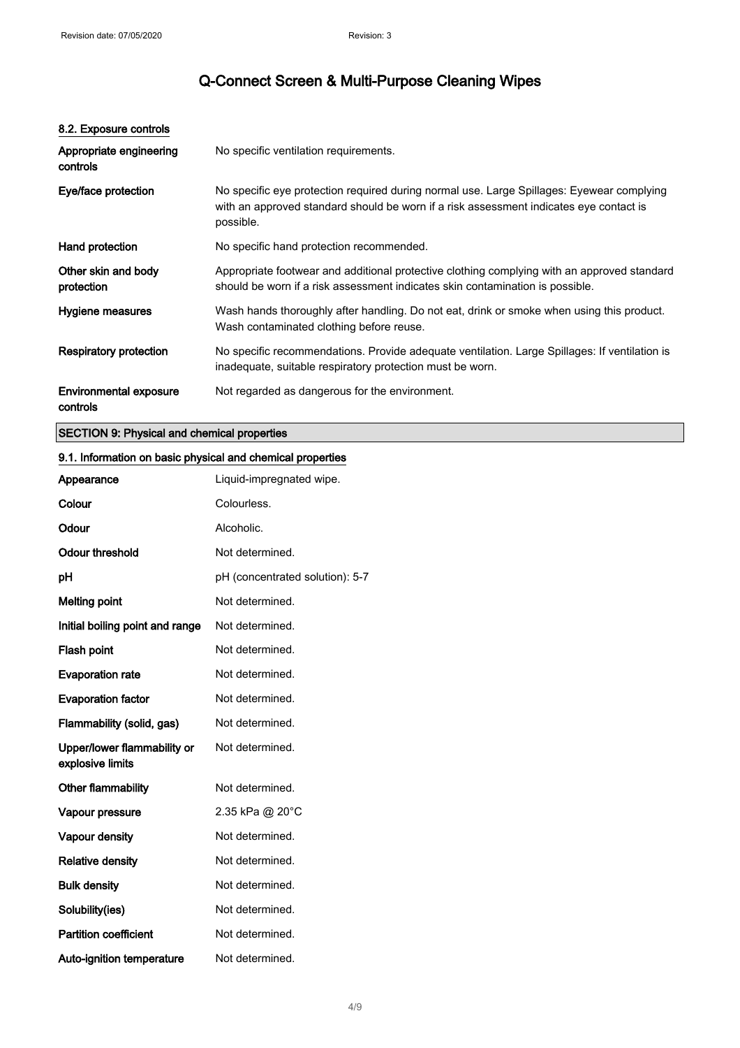## 8.2. Exposure controls

| | |
|---|---|
| **Appropriate engineering controls** | No specific ventilation requirements. |
| **Eye/face protection** | No specific eye protection required during normal use. Large Spillages: Eyewear complying with an approved standard should be worn if a risk assessment indicates eye contact is possible. |
| **Hand protection** | No specific hand protection recommended. |
| **Other skin and body protection** | Appropriate footwear and additional protective clothing complying with an approved standard should be worn if a risk assessment indicates skin contamination is possible. |
| **Hygiene measures** | Wash hands thoroughly after handling. Do not eat, drink or smoke when using this product. Wash contaminated clothing before reuse. |
| **Respiratory protection** | No specific recommendations. Provide adequate ventilation. Large Spillages: If ventilation is inadequate, suitable respiratory protection must be worn. |
| **Environmental exposure controls** | Not regarded as dangerous for the environment. |

## SECTION 9: Physical and chemical properties

### 9.1. Information on basic physical and chemical properties

| | |
|---|---|
| **Appearance** | Liquid-impregnated wipe. |
| **Colour** | Colourless. |
| **Odour** | Alcoholic. |
| **Odour threshold** | Not determined. |
| **pH** | pH (concentrated solution): 5-7 |
| **Melting point** | Not determined. |
| **Initial boiling point and range** | Not determined. |
| **Flash point** | Not determined. |
| **Evaporation rate** | Not determined. |
| **Evaporation factor** | Not determined. |
| **Flammability (solid, gas)** | Not determined. |
| **Upper/lower flammability or explosive limits** | Not determined. |
| **Other flammability** | Not determined. |
| **Vapour pressure** | 2.35 kPa @ 20°C |
| **Vapour density** | Not determined. |
| **Relative density** | Not determined. |
| **Bulk density** | Not determined. |
| **Solubility(ies)** | Not determined. |
| **Partition coefficient** | Not determined. |
| **Auto-ignition temperature** | Not determined. |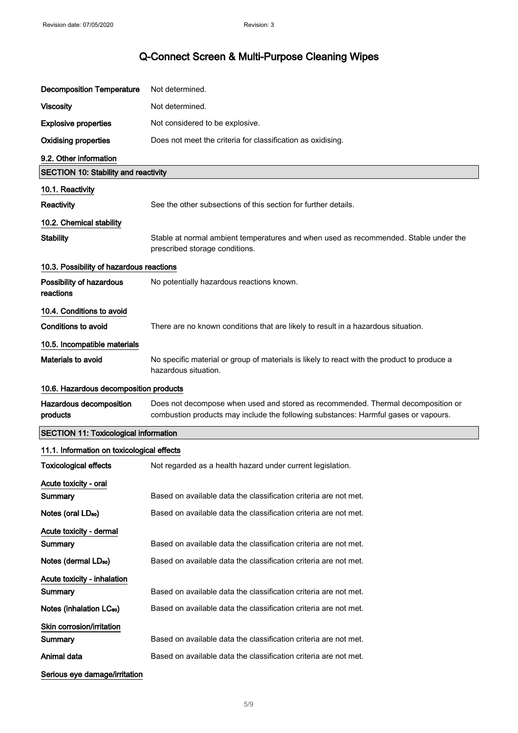| | |
|---|---|
| **Decomposition Temperature** | Not determined. |
| **Viscosity** | Not determined. |
| **Explosive properties** | Not considered to be explosive. |
| **Oxidising properties** | Does not meet the criteria for classification as oxidising. |

### 9.2. Other information

## SECTION 10: Stability and reactivity

### 10.1. Reactivity

| | |
|---|---|
| **Reactivity** | See the other subsections of this section for further details. |

### 10.2. Chemical stability

| | |
|---|---|
| **Stability** | Stable at normal ambient temperatures and when used as recommended. Stable under the prescribed storage conditions. |

### 10.3. Possibility of hazardous reactions

| | |
|---|---|
| **Possibility of hazardous reactions** | No potentially hazardous reactions known. |

### 10.4. Conditions to avoid

| | |
|---|---|
| **Conditions to avoid** | There are no known conditions that are likely to result in a hazardous situation. |

### 10.5. Incompatible materials

| | |
|---|---|
| **Materials to avoid** | No specific material or group of materials is likely to react with the product to produce a hazardous situation. |

### 10.6. Hazardous decomposition products

| | |
|---|---|
| **Hazardous decomposition products** | Does not decompose when used and stored as recommended. Thermal decomposition or combustion products may include the following substances: Harmful gases or vapours. |

## SECTION 11: Toxicological information

### 11.1. Information on toxicological effects

| | |
|---|---|
| **Toxicological effects** | Not regarded as a health hazard under current legislation. |

**Acute toxicity - oral**

| | |
|---|---|
| **Summary** | Based on available data the classification criteria are not met. |
| **Notes (oral $LD_{50}$)** | Based on available data the classification criteria are not met. |

**Acute toxicity - dermal**

| | |
|---|---|
| **Summary** | Based on available data the classification criteria are not met. |
| **Notes (dermal $LD_{50}$)** | Based on available data the classification criteria are not met. |

**Acute toxicity - inhalation**

| | |
|---|---|
| **Summary** | Based on available data the classification criteria are not met. |
| **Notes (inhalation $LC_{50}$)** | Based on available data the classification criteria are not met. |

**Skin corrosion/irritation**

| | |
|---|---|
| **Summary** | Based on available data the classification criteria are not met. |
| **Animal data** | Based on available data the classification criteria are not met. |

**Serious eye damage/irritation**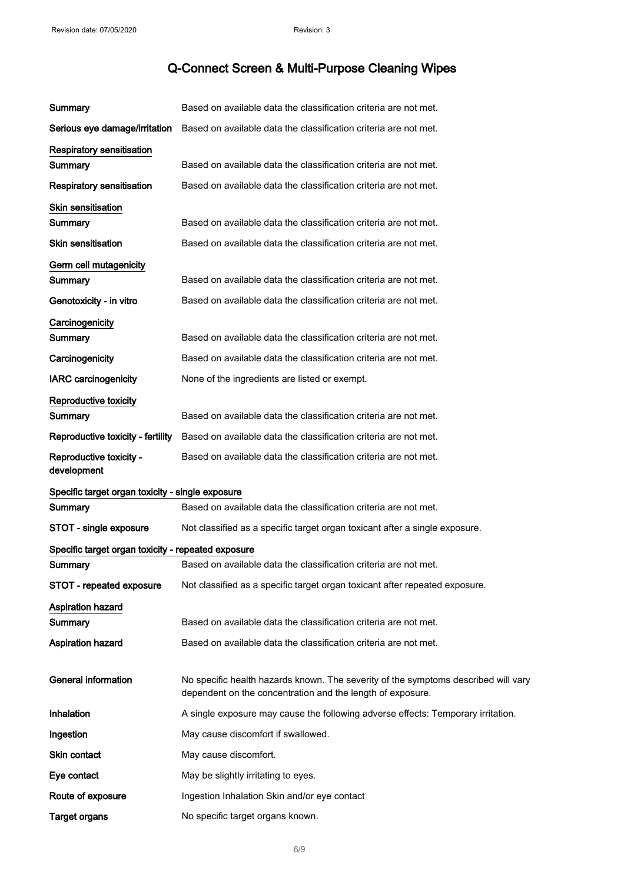# Q-Connect Screen & Multi-Purpose Cleaning Wipes

| | |
|---|---|
| **Summary** | Based on available data the classification criteria are not met. |
| **Serious eye damage/irritation** | Based on available data the classification criteria are not met. |

**Respiratory sensitisation**

| | |
|---|---|
| **Summary** | Based on available data the classification criteria are not met. |
| **Respiratory sensitisation** | Based on available data the classification criteria are not met. |

**Skin sensitisation**

| | |
|---|---|
| **Summary** | Based on available data the classification criteria are not met. |
| **Skin sensitisation** | Based on available data the classification criteria are not met. |

**Germ cell mutagenicity**

| | |
|---|---|
| **Summary** | Based on available data the classification criteria are not met. |
| **Genotoxicity - in vitro** | Based on available data the classification criteria are not met. |

**Carcinogenicity**

| | |
|---|---|
| **Summary** | Based on available data the classification criteria are not met. |
| **Carcinogenicity** | Based on available data the classification criteria are not met. |
| **IARC carcinogenicity** | None of the ingredients are listed or exempt. |

**Reproductive toxicity**

| | |
|---|---|
| **Summary** | Based on available data the classification criteria are not met. |
| **Reproductive toxicity - fertility** | Based on available data the classification criteria are not met. |
| **Reproductive toxicity - development** | Based on available data the classification criteria are not met. |

**Specific target organ toxicity - single exposure**

| | |
|---|---|
| **Summary** | Based on available data the classification criteria are not met. |
| **STOT - single exposure** | Not classified as a specific target organ toxicant after a single exposure. |

**Specific target organ toxicity - repeated exposure**

| | |
|---|---|
| **Summary** | Based on available data the classification criteria are not met. |
| **STOT - repeated exposure** | Not classified as a specific target organ toxicant after repeated exposure. |

**Aspiration hazard**

| | |
|---|---|
| **Summary** | Based on available data the classification criteria are not met. |
| **Aspiration hazard** | Based on available data the classification criteria are not met. |

| | |
|---|---|
| **General information** | No specific health hazards known. The severity of the symptoms described will vary dependent on the concentration and the length of exposure. |
| **Inhalation** | A single exposure may cause the following adverse effects: Temporary irritation. |
| **Ingestion** | May cause discomfort if swallowed. |
| **Skin contact** | May cause discomfort. |
| **Eye contact** | May be slightly irritating to eyes. |
| **Route of exposure** | Ingestion Inhalation Skin and/or eye contact |
| **Target organs** | No specific target organs known. |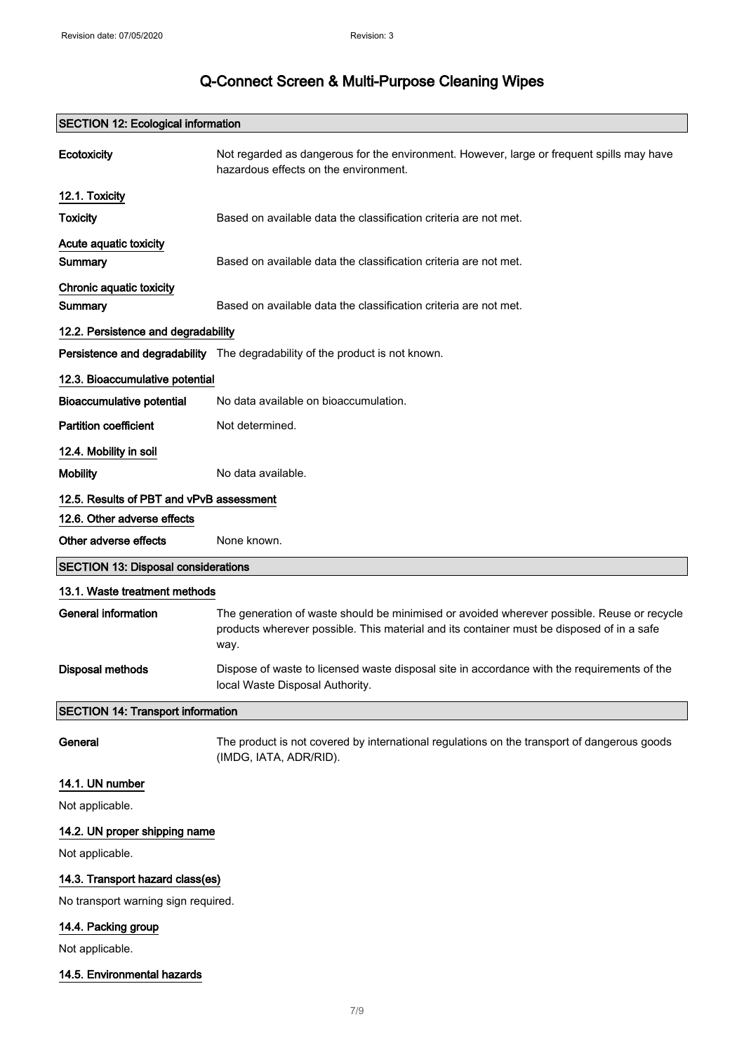# Q-Connect Screen & Multi-Purpose Cleaning Wipes

## SECTION 12: Ecological information

**Ecotoxicity** Not regarded as dangerous for the environment. However, large or frequent spills may have hazardous effects on the environment.

### 12.1. Toxicity

**Toxicity** Based on available data the classification criteria are not met.

**Acute aquatic toxicity**

**Summary** Based on available data the classification criteria are not met.

**Chronic aquatic toxicity**

**Summary** Based on available data the classification criteria are not met.

### 12.2. Persistence and degradability

**Persistence and degradability** The degradability of the product is not known.

### 12.3. Bioaccumulative potential

**Bioaccumulative potential** No data available on bioaccumulation.

**Partition coefficient** Not determined.

### 12.4. Mobility in soil

**Mobility** No data available.

### 12.5. Results of PBT and vPvB assessment

### 12.6. Other adverse effects

**Other adverse effects** None known.

## SECTION 13: Disposal considerations

### 13.1. Waste treatment methods

**General information** The generation of waste should be minimised or avoided wherever possible. Reuse or recycle products wherever possible. This material and its container must be disposed of in a safe way.

**Disposal methods** Dispose of waste to licensed waste disposal site in accordance with the requirements of the local Waste Disposal Authority.

## SECTION 14: Transport information

**General** The product is not covered by international regulations on the transport of dangerous goods (IMDG, IATA, ADR/RID).

### 14.1. UN number

Not applicable.

### 14.2. UN proper shipping name

Not applicable.

### 14.3. Transport hazard class(es)

No transport warning sign required.

### 14.4. Packing group

Not applicable.

### 14.5. Environmental hazards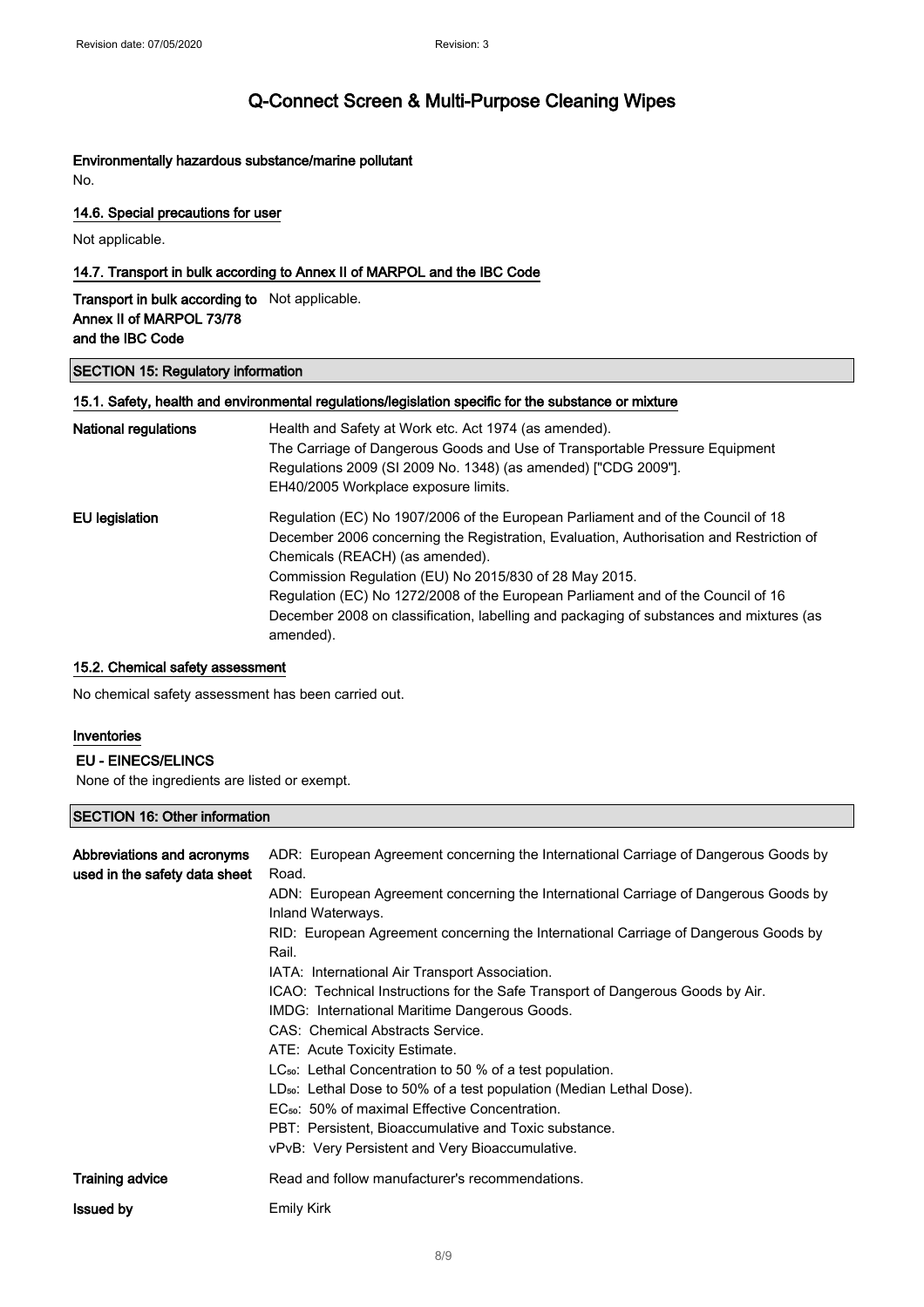**Environmentally hazardous substance/marine pollutant**

No.

### 14.6. Special precautions for user

Not applicable.

### 14.7. Transport in bulk according to Annex II of MARPOL and the IBC Code

| | |
|---|---|
| **Transport in bulk according to Annex II of MARPOL 73/78 and the IBC Code** | Not applicable. |

## SECTION 15: Regulatory information

### 15.1. Safety, health and environmental regulations/legislation specific for the substance or mixture

| | |
|---|---|
| **National regulations** | Health and Safety at Work etc. Act 1974 (as amended). The Carriage of Dangerous Goods and Use of Transportable Pressure Equipment Regulations 2009 (SI 2009 No. 1348) (as amended) ["CDG 2009"]. EH40/2005 Workplace exposure limits. |
| **EU legislation** | Regulation (EC) No 1907/2006 of the European Parliament and of the Council of 18 December 2006 concerning the Registration, Evaluation, Authorisation and Restriction of Chemicals (REACH) (as amended). Commission Regulation (EU) No 2015/830 of 28 May 2015. Regulation (EC) No 1272/2008 of the European Parliament and of the Council of 16 December 2008 on classification, labelling and packaging of substances and mixtures (as amended). |

### 15.2. Chemical safety assessment

No chemical safety assessment has been carried out.

### Inventories

**EU - EINECS/ELINCS**

None of the ingredients are listed or exempt.

## SECTION 16: Other information

**Abbreviations and acronyms used in the safety data sheet**

ADR: European Agreement concerning the International Carriage of Dangerous Goods by Road.
ADN: European Agreement concerning the International Carriage of Dangerous Goods by Inland Waterways.
RID: European Agreement concerning the International Carriage of Dangerous Goods by Rail.
IATA: International Air Transport Association.
ICAO: Technical Instructions for the Safe Transport of Dangerous Goods by Air.
IMDG: International Maritime Dangerous Goods.
CAS: Chemical Abstracts Service.
ATE: Acute Toxicity Estimate.
$LC_{50}$: Lethal Concentration to 50 % of a test population.
$LD_{50}$: Lethal Dose to 50% of a test population (Median Lethal Dose).
$EC_{50}$: 50% of maximal Effective Concentration.
PBT: Persistent, Bioaccumulative and Toxic substance.
vPvB: Very Persistent and Very Bioaccumulative.

| | |
|---|---|
| **Training advice** | Read and follow manufacturer's recommendations. |
| **Issued by** | Emily Kirk |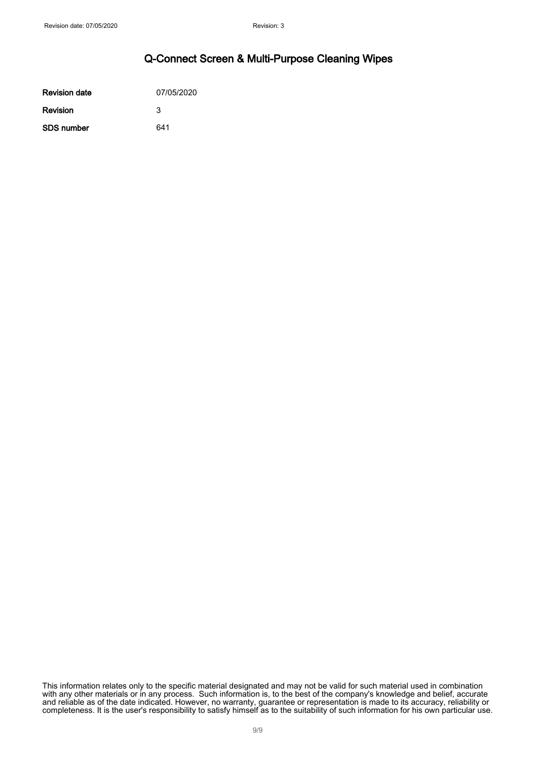# Q-Connect Screen & Multi-Purpose Cleaning Wipes

| | |
|---|---|
| **Revision date** | 07/05/2020 |
| **Revision** | 3 |
| **SDS number** | 641 |

This information relates only to the specific material designated and may not be valid for such material used in combination with any other materials or in any process. Such information is, to the best of the company's knowledge and belief, accurate and reliable as of the date indicated. However, no warranty, guarantee or representation is made to its accuracy, reliability or completeness. It is the user's responsibility to satisfy himself as to the suitability of such information for his own particular use.